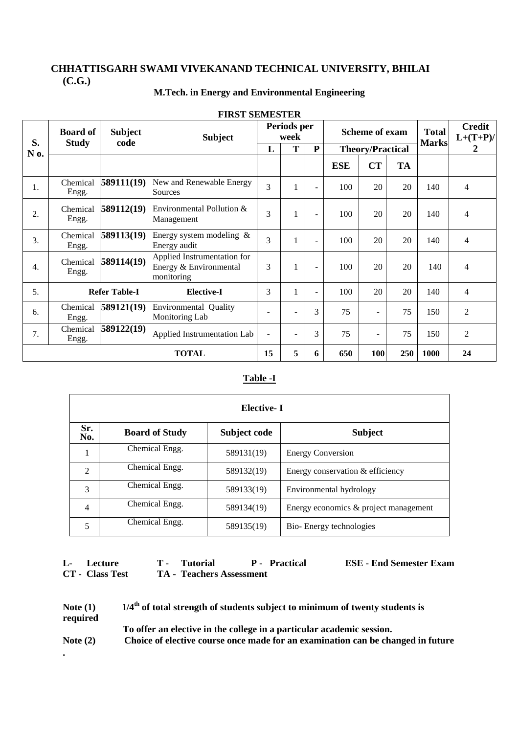# CHHATTISGARH SWAMI VIVEKANAND TECHNICAL UNIVERSITY, BHILAI (C.G.)

## M.Tech. in Energy and Environmental Engineering

### FIRST SEMESTER

| S. No. | Board of Study | Subject code | Subject | Periods per week | | | Scheme of exam | | | Total Marks | Credit L+(T+P)/2 |
|---|---|---|---|---|---|---|---|---|---|---|---|
| | | | | L | T | P | Theory/Practical | | | | |
| | | | | | | | ESE | CT | TA | | |
| 1. | Chemical Engg. | **589111(19)** | New and Renewable Energy Sources | 3 | 1 | - | 100 | 20 | 20 | 140 | 4 |
| 2. | Chemical Engg. | **589112(19)** | Environmental Pollution & Management | 3 | 1 | - | 100 | 20 | 20 | 140 | 4 |
| 3. | Chemical Engg. | **589113(19)** | Energy system modeling & Energy audit | 3 | 1 | - | 100 | 20 | 20 | 140 | 4 |
| 4. | Chemical Engg. | **589114(19)** | Applied Instrumentation for Energy & Environmental monitoring | 3 | 1 | - | 100 | 20 | 20 | 140 | 4 |
| 5. | **Refer Table-I** | | **Elective-I** | 3 | 1 | - | 100 | 20 | 20 | 140 | 4 |
| 6. | Chemical Engg. | **589121(19)** | Environmental Quality Monitoring Lab | - | - | 3 | 75 | - | 75 | 150 | 2 |
| 7. | Chemical Engg. | **589122(19)** | Applied Instrumentation Lab | - | - | 3 | 75 | - | 75 | 150 | 2 |
| | | | **TOTAL** | **15** | **5** | **6** | **650** | **100** | **250** | **1000** | **24** |

### Table -I

| **Elective- I** | | | |
|---|---|---|---|
| **Sr. No.** | **Board of Study** | **Subject code** | **Subject** |
| 1 | Chemical Engg. | 589131(19) | Energy Conversion |
| 2 | Chemical Engg. | 589132(19) | Energy conservation & efficiency |
| 3 | Chemical Engg. | 589133(19) | Environmental hydrology |
| 4 | Chemical Engg. | 589134(19) | Energy economics & project management |
| 5 | Chemical Engg. | 589135(19) | Bio- Energy technologies |

**L- Lecture** **T - Tutorial** **P - Practical** **ESE - End Semester Exam**
**CT - Class Test** **TA - Teachers Assessment**

**Note (1)** **1/4$^{th}$ of total strength of students subject to minimum of twenty students is required**
**To offer an elective in the college in a particular academic session.**

**Note (2)** **Choice of elective course once made for an examination can be changed in future .**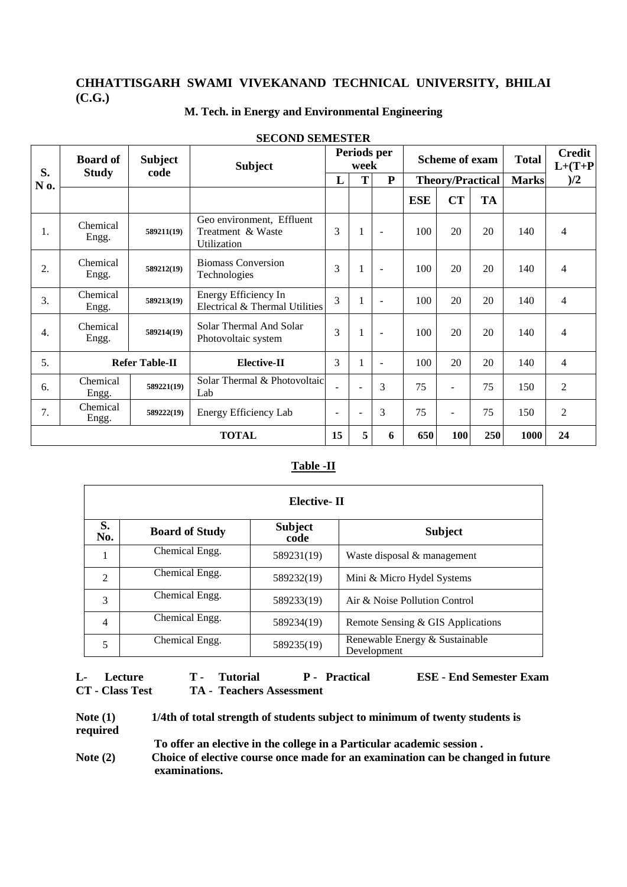# CHHATTISGARH SWAMI VIVEKANAND TECHNICAL UNIVERSITY, BHILAI (C.G.)

## M. Tech. in Energy and Environmental Engineering

### SECOND SEMESTER

| S. N o. | Board of Study | Subject code | Subject | Periods per week | | | Scheme of exam | | | Total | Credit L+(T+P)/2 |
|---|---|---|---|---|---|---|---|---|---|---|---|
| | | | | L | T | P | Theory/Practical | | | Marks | |
| | | | | | | | ESE | CT | TA | | |
| 1. | Chemical Engg. | 589211(19) | Geo environment, Effluent Treatment & Waste Utilization | 3 | 1 | - | 100 | 20 | 20 | 140 | 4 |
| 2. | Chemical Engg. | 589212(19) | Biomass Conversion Technologies | 3 | 1 | - | 100 | 20 | 20 | 140 | 4 |
| 3. | Chemical Engg. | 589213(19) | Energy Efficiency In Electrical & Thermal Utilities | 3 | 1 | - | 100 | 20 | 20 | 140 | 4 |
| 4. | Chemical Engg. | 589214(19) | Solar Thermal And Solar Photovoltaic system | 3 | 1 | - | 100 | 20 | 20 | 140 | 4 |
| 5. | Refer Table-II | | Elective-II | 3 | 1 | - | 100 | 20 | 20 | 140 | 4 |
| 6. | Chemical Engg. | 589221(19) | Solar Thermal & Photovoltaic Lab | - | - | 3 | 75 | - | 75 | 150 | 2 |
| 7. | Chemical Engg. | 589222(19) | Energy Efficiency Lab | - | - | 3 | 75 | - | 75 | 150 | 2 |
| | | | **TOTAL** | **15** | **5** | **6** | **650** | **100** | **250** | **1000** | **24** |

### Table -II

| Elective- II | | | |
|---|---|---|---|
| **S. No.** | **Board of Study** | **Subject code** | **Subject** |
| 1 | Chemical Engg. | 589231(19) | Waste disposal & management |
| 2 | Chemical Engg. | 589232(19) | Mini & Micro Hydel Systems |
| 3 | Chemical Engg. | 589233(19) | Air & Noise Pollution Control |
| 4 | Chemical Engg. | 589234(19) | Remote Sensing & GIS Applications |
| 5 | Chemical Engg. | 589235(19) | Renewable Energy & Sustainable Development |

**L- Lecture T - Tutorial P - Practical ESE - End Semester Exam**
**CT - Class Test TA - Teachers Assessment**

**Note (1)** **1/4th of total strength of students subject to minimum of twenty students is required To offer an elective in the college in a Particular academic session .**

**Note (2)** **Choice of elective course once made for an examination can be changed in future examinations.**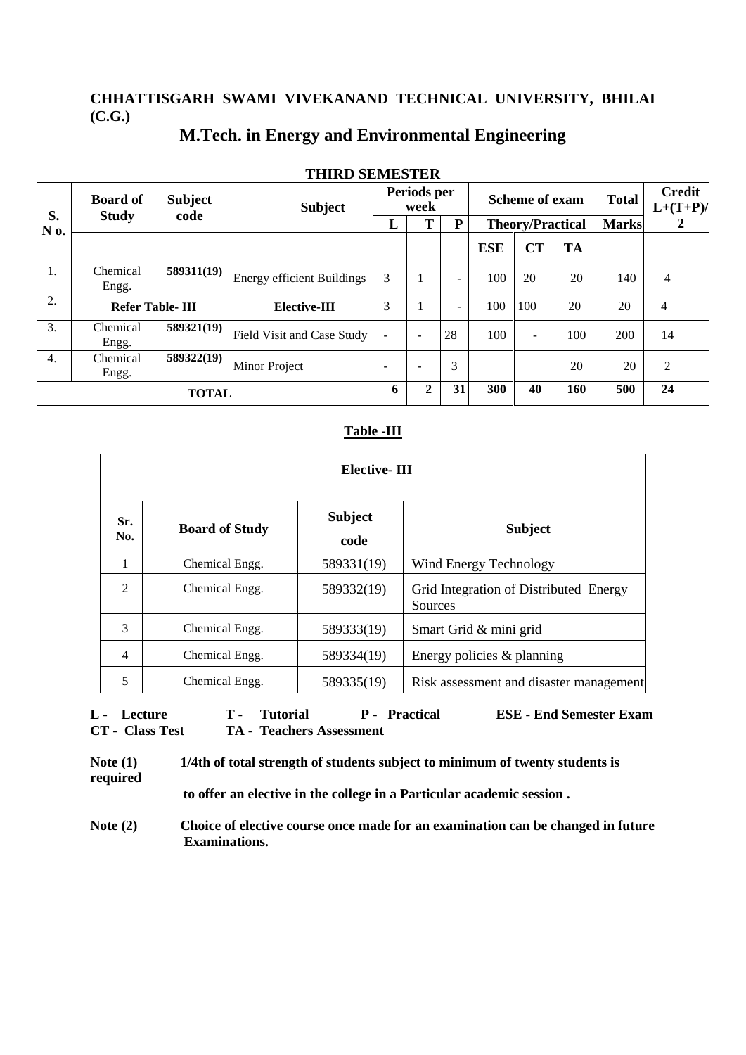**CHHATTISGARH SWAMI VIVEKANAND TECHNICAL UNIVERSITY, BHILAI (C.G.)**

# M.Tech. in Energy and Environmental Engineering

## THIRD SEMESTER

| S. N o. | Board of Study | Subject code | Subject | Periods per week | | | Scheme of exam | | | Total | Credit L+(T+P)/ 2 |
|---|---|---|---|---|---|---|---|---|---|---|---|
| | | | | L | T | P | Theory/Practical | | | Marks | |
| | | | | | | | ESE | CT | TA | | |
| 1. | Chemical Engg. | 589311(19) | Energy efficient Buildings | 3 | 1 | - | 100 | 20 | 20 | 140 | 4 |
| 2. | Refer Table- III | | Elective-III | 3 | 1 | - | 100 | 100 | 20 | 20 | 4 |
| 3. | Chemical Engg. | 589321(19) | Field Visit and Case Study | - | - | 28 | 100 | - | 100 | 200 | 14 |
| 4. | Chemical Engg. | 589322(19) | Minor Project | - | - | 3 | | | 20 | 20 | 2 |
| **TOTAL** | | | | **6** | **2** | **31** | **300** | **40** | **160** | **500** | **24** |

### Table -III

| Elective- III | | | |
|---|---|---|---|
| **Sr. No.** | **Board of Study** | **Subject code** | **Subject** |
| 1 | Chemical Engg. | 589331(19) | Wind Energy Technology |
| 2 | Chemical Engg. | 589332(19) | Grid Integration of Distributed Energy Sources |
| 3 | Chemical Engg. | 589333(19) | Smart Grid & mini grid |
| 4 | Chemical Engg. | 589334(19) | Energy policies & planning |
| 5 | Chemical Engg. | 589335(19) | Risk assessment and disaster management |

**L - Lecture T - Tutorial P - Practical ESE - End Semester Exam**
**CT - Class Test TA - Teachers Assessment**

**Note (1) 1/4th of total strength of students subject to minimum of twenty students is required to offer an elective in the college in a Particular academic session .**

**Note (2) Choice of elective course once made for an examination can be changed in future Examinations.**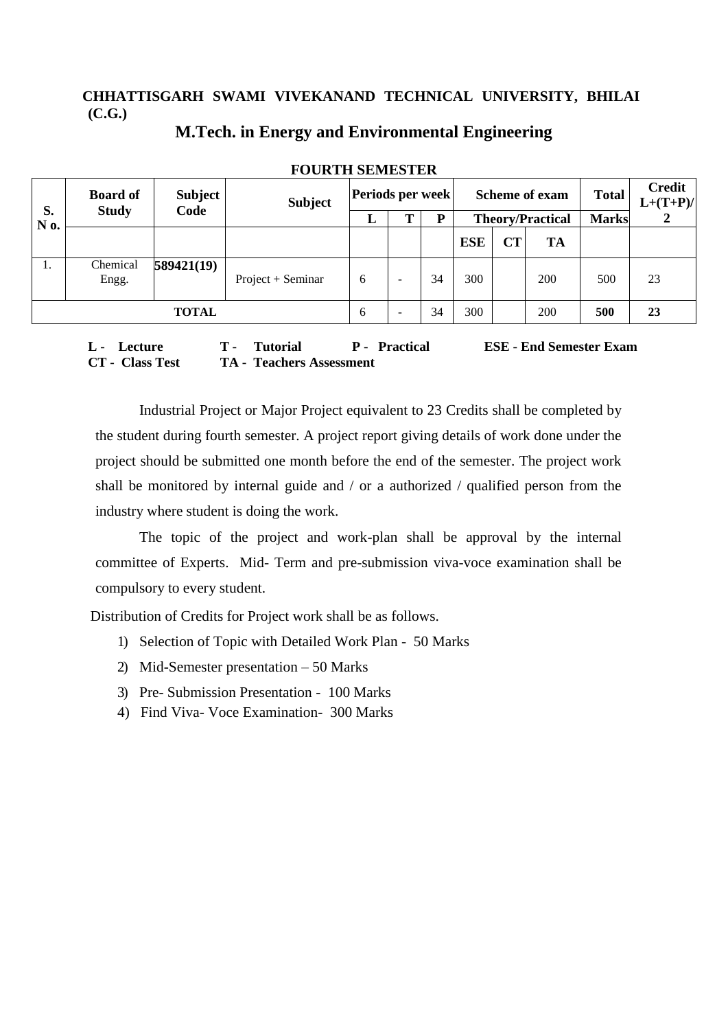**CHHATTISGARH SWAMI VIVEKANAND TECHNICAL UNIVERSITY, BHILAI (C.G.)**

## M.Tech. in Energy and Environmental Engineering

**FOURTH SEMESTER**

| S. N o. | Board of Study | Subject Code | Subject | Periods per week | | | Scheme of exam | | | Total | Credit L+(T+P)/ 2 |
|---|---|---|---|---|---|---|---|---|---|---|---|
| | | | | L | T | P | Theory/Practical | | | Marks | |
| | | | | | | | ESE | CT | TA | | |
| 1. | Chemical Engg. | **589421(19)** | Project + Seminar | 6 | - | 34 | 300 | | 200 | 500 | 23 |
| **TOTAL** | | | | 6 | - | 34 | 300 | | 200 | **500** | **23** |

**L - Lecture** **T - Tutorial** **P - Practical** **ESE - End Semester Exam**
**CT - Class Test** **TA - Teachers Assessment**

Industrial Project or Major Project equivalent to 23 Credits shall be completed by the student during fourth semester. A project report giving details of work done under the project should be submitted one month before the end of the semester. The project work shall be monitored by internal guide and / or a authorized / qualified person from the industry where student is doing the work.

The topic of the project and work-plan shall be approval by the internal committee of Experts. Mid- Term and pre-submission viva-voce examination shall be compulsory to every student.

Distribution of Credits for Project work shall be as follows.

1) Selection of Topic with Detailed Work Plan - 50 Marks
2) Mid-Semester presentation – 50 Marks
3) Pre- Submission Presentation - 100 Marks
4) Find Viva- Voce Examination- 300 Marks